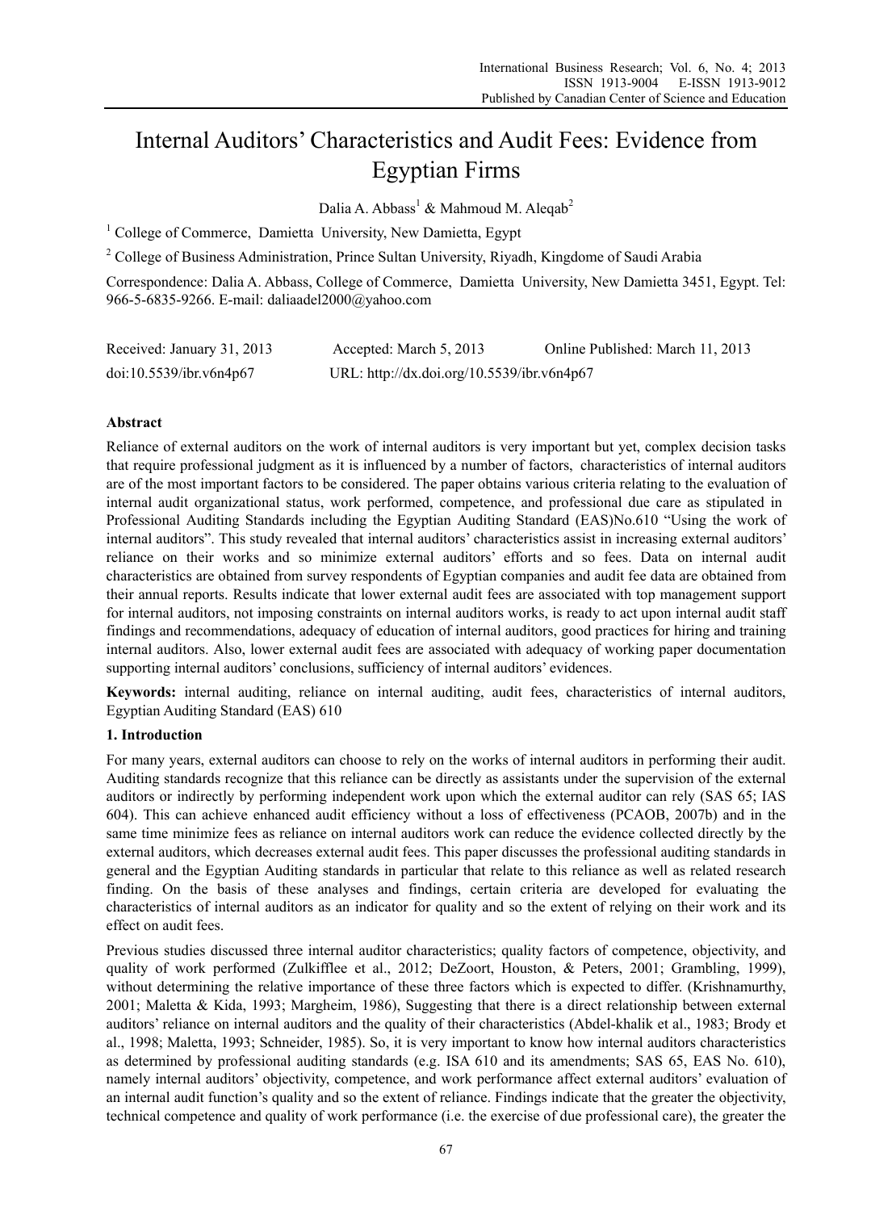# Internal Auditors' Characteristics and Audit Fees: Evidence from Egyptian Firms

Dalia A. Abbass[1] & Mahmoud M. Aleqab[2]

[1] College of Commerce, Damietta University, New Damietta, Egypt

[2] College of Business Administration, Prince Sultan University, Riyadh, Kingdome of Saudi Arabia

Correspondence: Dalia A. Abbass, College of Commerce, Damietta University, New Damietta 3451, Egypt. Tel: 966-5-6835-9266. E-mail: daliaadel2000@yahoo.com

Received: January 31, 2013 Accepted: March 5, 2013 Online Published: March 11, 2013

doi:10.5539/ibr.v6n4p67 URL: http://dx.doi.org/10.5539/ibr.v6n4p67

## Abstract

Reliance of external auditors on the work of internal auditors is very important but yet, complex decision tasks that require professional judgment as it is influenced by a number of factors, characteristics of internal auditors are of the most important factors to be considered. The paper obtains various criteria relating to the evaluation of internal audit organizational status, work performed, competence, and professional due care as stipulated in Professional Auditing Standards including the Egyptian Auditing Standard (EAS)No.610 "Using the work of internal auditors". This study revealed that internal auditors' characteristics assist in increasing external auditors' reliance on their works and so minimize external auditors' efforts and so fees. Data on internal audit characteristics are obtained from survey respondents of Egyptian companies and audit fee data are obtained from their annual reports. Results indicate that lower external audit fees are associated with top management support for internal auditors, not imposing constraints on internal auditors works, is ready to act upon internal audit staff findings and recommendations, adequacy of education of internal auditors, good practices for hiring and training internal auditors. Also, lower external audit fees are associated with adequacy of working paper documentation supporting internal auditors' conclusions, sufficiency of internal auditors' evidences.

**Keywords:** internal auditing, reliance on internal auditing, audit fees, characteristics of internal auditors, Egyptian Auditing Standard (EAS) 610

## 1. Introduction

For many years, external auditors can choose to rely on the works of internal auditors in performing their audit. Auditing standards recognize that this reliance can be directly as assistants under the supervision of the external auditors or indirectly by performing independent work upon which the external auditor can rely (SAS 65; IAS 604). This can achieve enhanced audit efficiency without a loss of effectiveness (PCAOB, 2007b) and in the same time minimize fees as reliance on internal auditors work can reduce the evidence collected directly by the external auditors, which decreases external audit fees. This paper discusses the professional auditing standards in general and the Egyptian Auditing standards in particular that relate to this reliance as well as related research finding. On the basis of these analyses and findings, certain criteria are developed for evaluating the characteristics of internal auditors as an indicator for quality and so the extent of relying on their work and its effect on audit fees.

Previous studies discussed three internal auditor characteristics; quality factors of competence, objectivity, and quality of work performed (Zulkifflee et al., 2012; DeZoort, Houston, & Peters, 2001; Grambling, 1999), without determining the relative importance of these three factors which is expected to differ. (Krishnamurthy, 2001; Maletta & Kida, 1993; Margheim, 1986), Suggesting that there is a direct relationship between external auditors' reliance on internal auditors and the quality of their characteristics (Abdel-khalik et al., 1983; Brody et al., 1998; Maletta, 1993; Schneider, 1985). So, it is very important to know how internal auditors characteristics as determined by professional auditing standards (e.g. ISA 610 and its amendments; SAS 65, EAS No. 610), namely internal auditors' objectivity, competence, and work performance affect external auditors' evaluation of an internal audit function's quality and so the extent of reliance. Findings indicate that the greater the objectivity, technical competence and quality of work performance (i.e. the exercise of due professional care), the greater the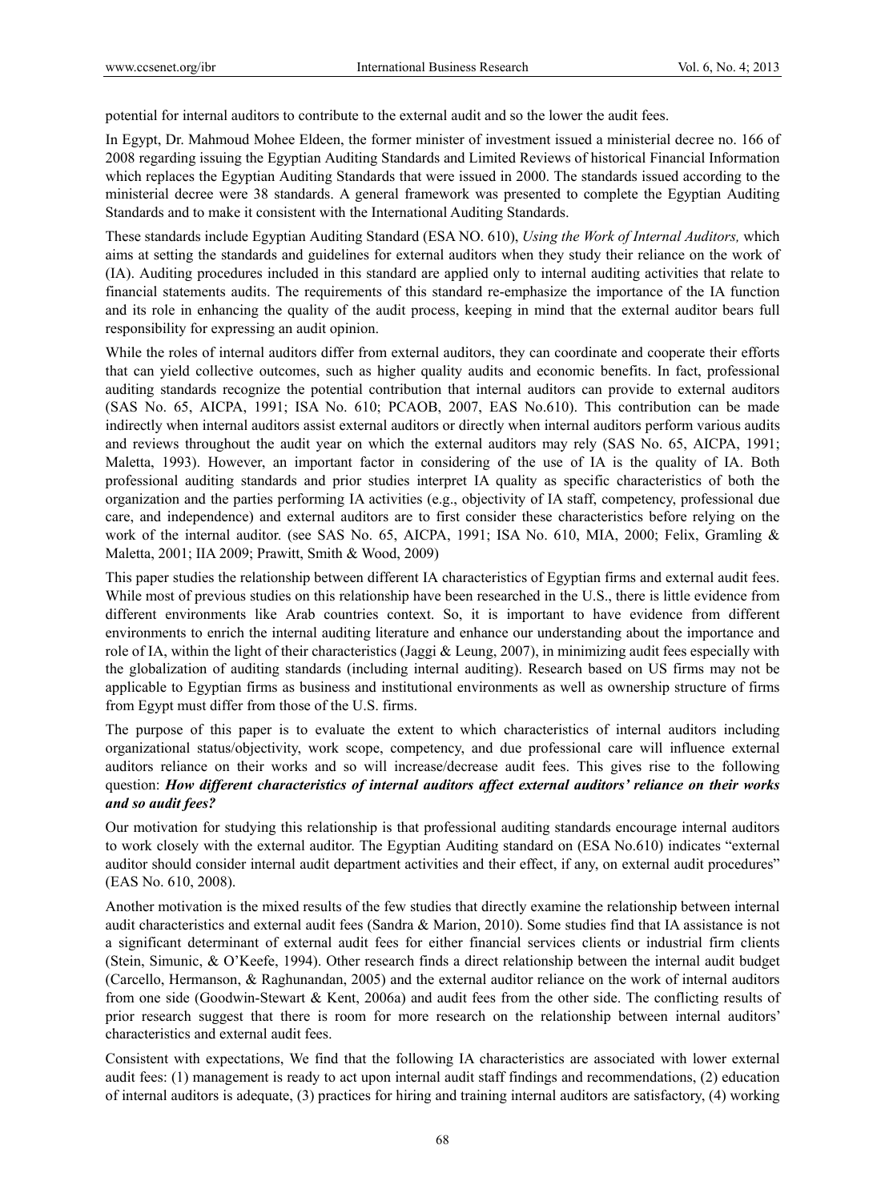potential for internal auditors to contribute to the external audit and so the lower the audit fees.

In Egypt, Dr. Mahmoud Mohee Eldeen, the former minister of investment issued a ministerial decree no. 166 of 2008 regarding issuing the Egyptian Auditing Standards and Limited Reviews of historical Financial Information which replaces the Egyptian Auditing Standards that were issued in 2000. The standards issued according to the ministerial decree were 38 standards. A general framework was presented to complete the Egyptian Auditing Standards and to make it consistent with the International Auditing Standards.

These standards include Egyptian Auditing Standard (ESA NO. 610), *Using the Work of Internal Auditors,* which aims at setting the standards and guidelines for external auditors when they study their reliance on the work of (IA). Auditing procedures included in this standard are applied only to internal auditing activities that relate to financial statements audits. The requirements of this standard re-emphasize the importance of the IA function and its role in enhancing the quality of the audit process, keeping in mind that the external auditor bears full responsibility for expressing an audit opinion.

While the roles of internal auditors differ from external auditors, they can coordinate and cooperate their efforts that can yield collective outcomes, such as higher quality audits and economic benefits. In fact, professional auditing standards recognize the potential contribution that internal auditors can provide to external auditors (SAS No. 65, AICPA, 1991; ISA No. 610; PCAOB, 2007, EAS No.610). This contribution can be made indirectly when internal auditors assist external auditors or directly when internal auditors perform various audits and reviews throughout the audit year on which the external auditors may rely (SAS No. 65, AICPA, 1991; Maletta, 1993). However, an important factor in considering of the use of IA is the quality of IA. Both professional auditing standards and prior studies interpret IA quality as specific characteristics of both the organization and the parties performing IA activities (e.g., objectivity of IA staff, competency, professional due care, and independence) and external auditors are to first consider these characteristics before relying on the work of the internal auditor. (see SAS No. 65, AICPA, 1991; ISA No. 610, MIA, 2000; Felix, Gramling & Maletta, 2001; IIA 2009; Prawitt, Smith & Wood, 2009)

This paper studies the relationship between different IA characteristics of Egyptian firms and external audit fees. While most of previous studies on this relationship have been researched in the U.S., there is little evidence from different environments like Arab countries context. So, it is important to have evidence from different environments to enrich the internal auditing literature and enhance our understanding about the importance and role of IA, within the light of their characteristics (Jaggi & Leung, 2007), in minimizing audit fees especially with the globalization of auditing standards (including internal auditing). Research based on US firms may not be applicable to Egyptian firms as business and institutional environments as well as ownership structure of firms from Egypt must differ from those of the U.S. firms.

The purpose of this paper is to evaluate the extent to which characteristics of internal auditors including organizational status/objectivity, work scope, competency, and due professional care will influence external auditors reliance on their works and so will increase/decrease audit fees. This gives rise to the following question: ***How different characteristics of internal auditors affect external auditors' reliance on their works and so audit fees?***

Our motivation for studying this relationship is that professional auditing standards encourage internal auditors to work closely with the external auditor. The Egyptian Auditing standard on (ESA No.610) indicates "external auditor should consider internal audit department activities and their effect, if any, on external audit procedures" (EAS No. 610, 2008).

Another motivation is the mixed results of the few studies that directly examine the relationship between internal audit characteristics and external audit fees (Sandra & Marion, 2010). Some studies find that IA assistance is not a significant determinant of external audit fees for either financial services clients or industrial firm clients (Stein, Simunic, & O'Keefe, 1994). Other research finds a direct relationship between the internal audit budget (Carcello, Hermanson, & Raghunandan, 2005) and the external auditor reliance on the work of internal auditors from one side (Goodwin-Stewart & Kent, 2006a) and audit fees from the other side. The conflicting results of prior research suggest that there is room for more research on the relationship between internal auditors' characteristics and external audit fees.

Consistent with expectations, We find that the following IA characteristics are associated with lower external audit fees: (1) management is ready to act upon internal audit staff findings and recommendations, (2) education of internal auditors is adequate, (3) practices for hiring and training internal auditors are satisfactory, (4) working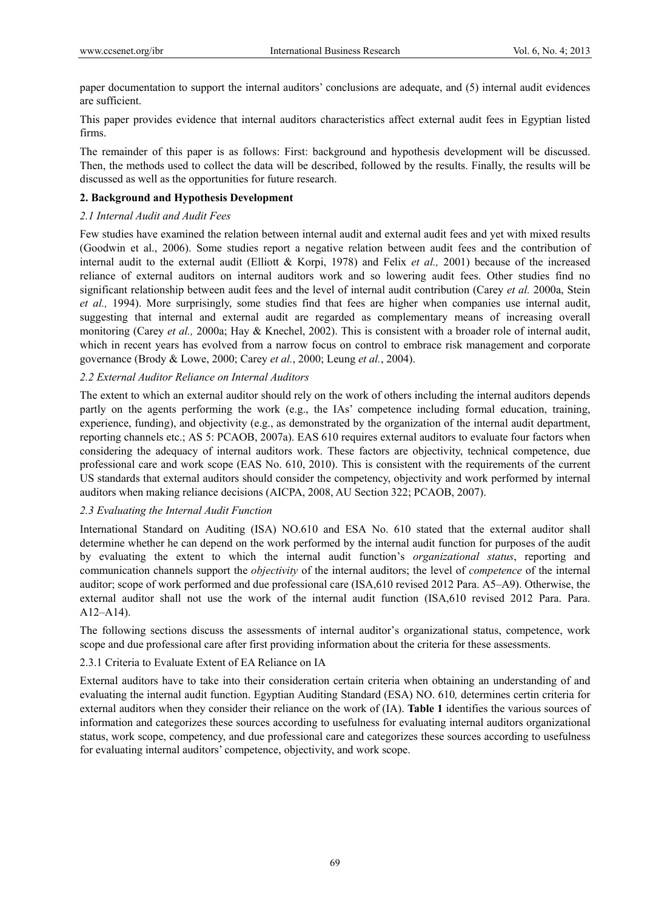paper documentation to support the internal auditors' conclusions are adequate, and (5) internal audit evidences are sufficient.

This paper provides evidence that internal auditors characteristics affect external audit fees in Egyptian listed firms.

The remainder of this paper is as follows: First: background and hypothesis development will be discussed. Then, the methods used to collect the data will be described, followed by the results. Finally, the results will be discussed as well as the opportunities for future research.

## 2. Background and Hypothesis Development

### *2.1 Internal Audit and Audit Fees*

Few studies have examined the relation between internal audit and external audit fees and yet with mixed results (Goodwin et al., 2006). Some studies report a negative relation between audit fees and the contribution of internal audit to the external audit (Elliott & Korpi, 1978) and Felix *et al.,* 2001) because of the increased reliance of external auditors on internal auditors work and so lowering audit fees. Other studies find no significant relationship between audit fees and the level of internal audit contribution (Carey *et al.* 2000a, Stein *et al.,* 1994). More surprisingly, some studies find that fees are higher when companies use internal audit, suggesting that internal and external audit are regarded as complementary means of increasing overall monitoring (Carey *et al.,* 2000a; Hay & Knechel, 2002). This is consistent with a broader role of internal audit, which in recent years has evolved from a narrow focus on control to embrace risk management and corporate governance (Brody & Lowe, 2000; Carey *et al.*, 2000; Leung *et al.*, 2004).

### *2.2 External Auditor Reliance on Internal Auditors*

The extent to which an external auditor should rely on the work of others including the internal auditors depends partly on the agents performing the work (e.g., the IAs' competence including formal education, training, experience, funding), and objectivity (e.g., as demonstrated by the organization of the internal audit department, reporting channels etc.; AS 5: PCAOB, 2007a). EAS 610 requires external auditors to evaluate four factors when considering the adequacy of internal auditors work. These factors are objectivity, technical competence, due professional care and work scope (EAS No. 610, 2010). This is consistent with the requirements of the current US standards that external auditors should consider the competency, objectivity and work performed by internal auditors when making reliance decisions (AICPA, 2008, AU Section 322; PCAOB, 2007).

### *2.3 Evaluating the Internal Audit Function*

International Standard on Auditing (ISA) NO.610 and ESA No. 610 stated that the external auditor shall determine whether he can depend on the work performed by the internal audit function for purposes of the audit by evaluating the extent to which the internal audit function's *organizational status*, reporting and communication channels support the *objectivity* of the internal auditors; the level of *competence* of the internal auditor; scope of work performed and due professional care (ISA,610 revised 2012 Para. A5–A9). Otherwise, the external auditor shall not use the work of the internal audit function (ISA,610 revised 2012 Para. Para. A12–A14).

The following sections discuss the assessments of internal auditor's organizational status, competence, work scope and due professional care after first providing information about the criteria for these assessments.

#### 2.3.1 Criteria to Evaluate Extent of EA Reliance on IA

External auditors have to take into their consideration certain criteria when obtaining an understanding of and evaluating the internal audit function. Egyptian Auditing Standard (ESA) NO. 610*,* determines certin criteria for external auditors when they consider their reliance on the work of (IA). **Table 1** identifies the various sources of information and categorizes these sources according to usefulness for evaluating internal auditors organizational status, work scope, competency, and due professional care and categorizes these sources according to usefulness for evaluating internal auditors' competence, objectivity, and work scope.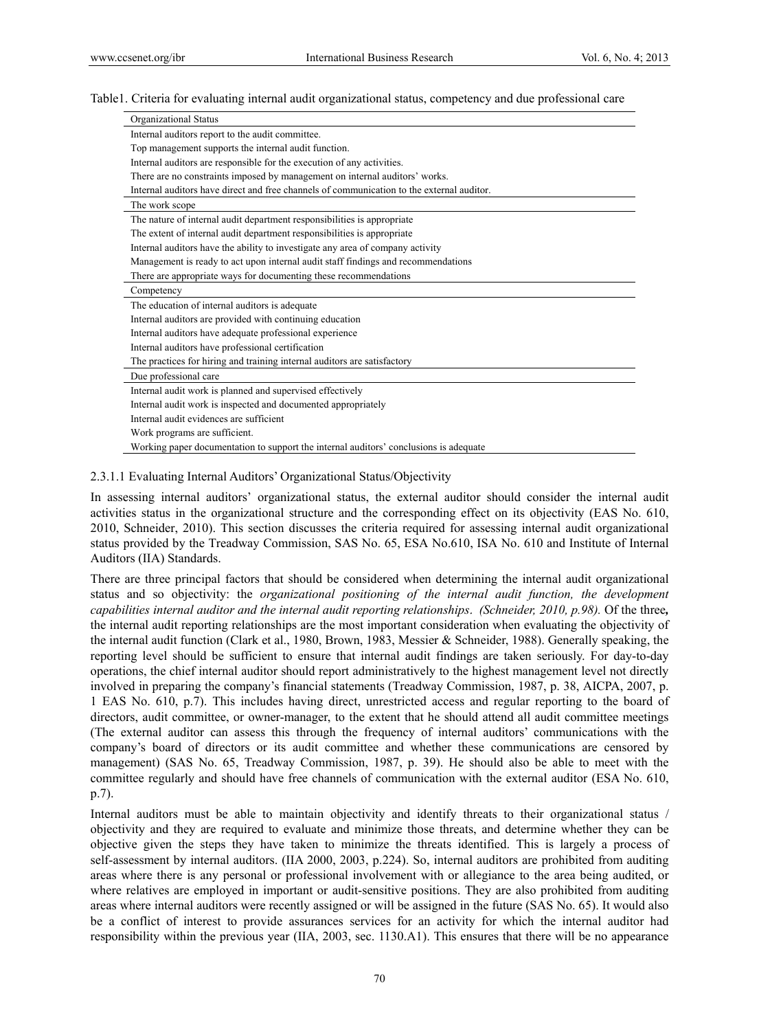Table1. Criteria for evaluating internal audit organizational status, competency and due professional care

| Organizational Status |
|---|
| Internal auditors report to the audit committee. |
| Top management supports the internal audit function. |
| Internal auditors are responsible for the execution of any activities. |
| There are no constraints imposed by management on internal auditors' works. |
| Internal auditors have direct and free channels of communication to the external auditor. |
| **The work scope** |
| The nature of internal audit department responsibilities is appropriate |
| The extent of internal audit department responsibilities is appropriate |
| Internal auditors have the ability to investigate any area of company activity |
| Management is ready to act upon internal audit staff findings and recommendations |
| There are appropriate ways for documenting these recommendations |
| **Competency** |
| The education of internal auditors is adequate |
| Internal auditors are provided with continuing education |
| Internal auditors have adequate professional experience |
| Internal auditors have professional certification |
| The practices for hiring and training internal auditors are satisfactory |
| **Due professional care** |
| Internal audit work is planned and supervised effectively |
| Internal audit work is inspected and documented appropriately |
| Internal audit evidences are sufficient |
| Work programs are sufficient. |
| Working paper documentation to support the internal auditors' conclusions is adequate |

#### 2.3.1.1 Evaluating Internal Auditors' Organizational Status/Objectivity

In assessing internal auditors' organizational status, the external auditor should consider the internal audit activities status in the organizational structure and the corresponding effect on its objectivity (EAS No. 610, 2010, Schneider, 2010). This section discusses the criteria required for assessing internal audit organizational status provided by the Treadway Commission, SAS No. 65, ESA No.610, ISA No. 610 and Institute of Internal Auditors (IIA) Standards.

There are three principal factors that should be considered when determining the internal audit organizational status and so objectivity: the *organizational positioning of the internal audit function, the development capabilities internal auditor and the internal audit reporting relationships*. *(Schneider, 2010, p.98).* Of the three**,** the internal audit reporting relationships are the most important consideration when evaluating the objectivity of the internal audit function (Clark et al., 1980, Brown, 1983, Messier & Schneider, 1988). Generally speaking, the reporting level should be sufficient to ensure that internal audit findings are taken seriously. For day-to-day operations, the chief internal auditor should report administratively to the highest management level not directly involved in preparing the company's financial statements (Treadway Commission, 1987, p. 38, AICPA, 2007, p. 1 EAS No. 610, p.7). This includes having direct, unrestricted access and regular reporting to the board of directors, audit committee, or owner-manager, to the extent that he should attend all audit committee meetings (The external auditor can assess this through the frequency of internal auditors' communications with the company's board of directors or its audit committee and whether these communications are censored by management) (SAS No. 65, Treadway Commission, 1987, p. 39). He should also be able to meet with the committee regularly and should have free channels of communication with the external auditor (ESA No. 610, p.7).

Internal auditors must be able to maintain objectivity and identify threats to their organizational status / objectivity and they are required to evaluate and minimize those threats, and determine whether they can be objective given the steps they have taken to minimize the threats identified. This is largely a process of self-assessment by internal auditors. (IIA 2000, 2003, p.224). So, internal auditors are prohibited from auditing areas where there is any personal or professional involvement with or allegiance to the area being audited, or where relatives are employed in important or audit-sensitive positions. They are also prohibited from auditing areas where internal auditors were recently assigned or will be assigned in the future (SAS No. 65). It would also be a conflict of interest to provide assurances services for an activity for which the internal auditor had responsibility within the previous year (IIA, 2003, sec. 1130.A1). This ensures that there will be no appearance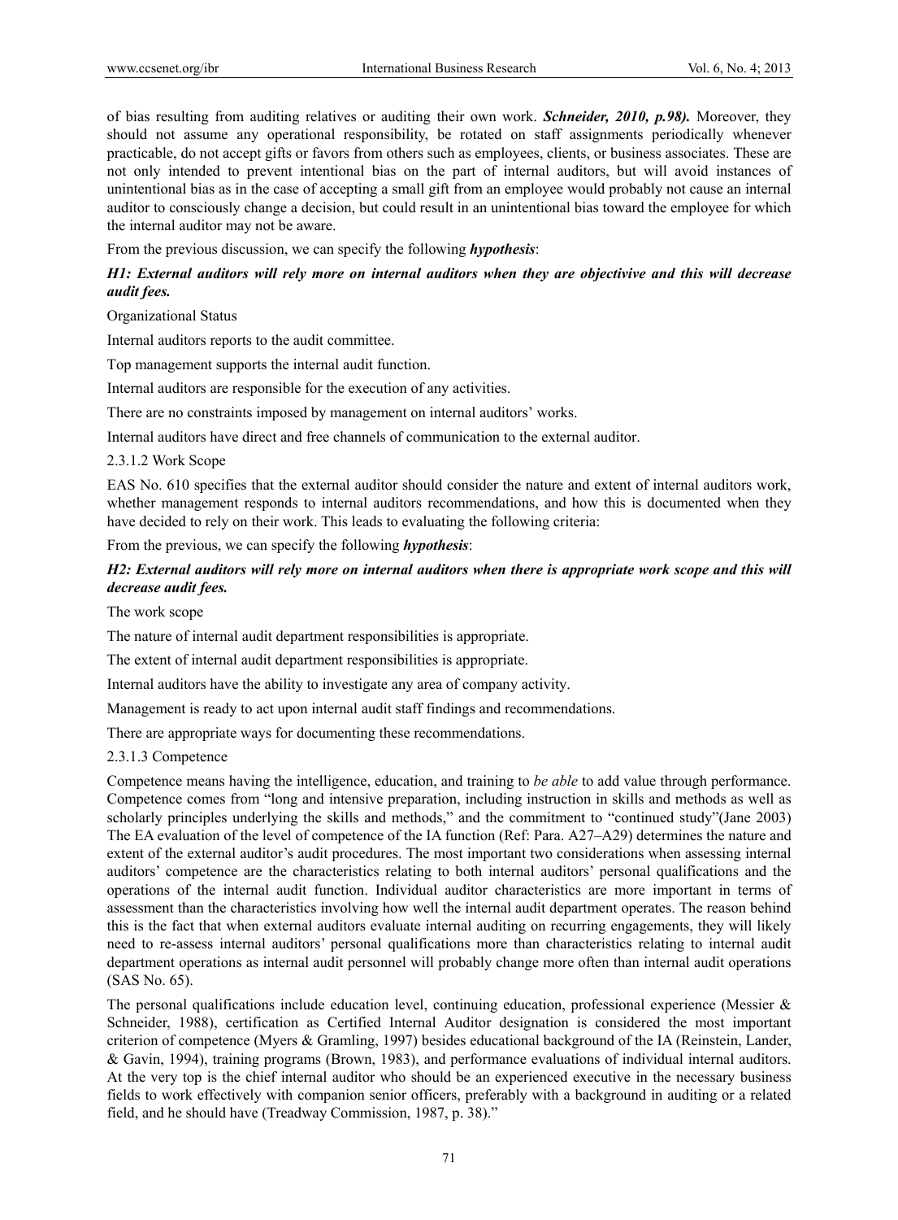of bias resulting from auditing relatives or auditing their own work. ***Schneider, 2010, p.98).*** Moreover, they should not assume any operational responsibility, be rotated on staff assignments periodically whenever practicable, do not accept gifts or favors from others such as employees, clients, or business associates. These are not only intended to prevent intentional bias on the part of internal auditors, but will avoid instances of unintentional bias as in the case of accepting a small gift from an employee would probably not cause an internal auditor to consciously change a decision, but could result in an unintentional bias toward the employee for which the internal auditor may not be aware.

From the previous discussion, we can specify the following ***hypothesis***:

***H1: External auditors will rely more on internal auditors when they are objectivive and this will decrease audit fees.***

Organizational Status

Internal auditors reports to the audit committee.

Top management supports the internal audit function.

Internal auditors are responsible for the execution of any activities.

There are no constraints imposed by management on internal auditors' works.

Internal auditors have direct and free channels of communication to the external auditor.

#### 2.3.1.2 Work Scope

EAS No. 610 specifies that the external auditor should consider the nature and extent of internal auditors work, whether management responds to internal auditors recommendations, and how this is documented when they have decided to rely on their work. This leads to evaluating the following criteria:

From the previous, we can specify the following ***hypothesis***:

***H2: External auditors will rely more on internal auditors when there is appropriate work scope and this will decrease audit fees.***

The work scope

The nature of internal audit department responsibilities is appropriate.

The extent of internal audit department responsibilities is appropriate.

Internal auditors have the ability to investigate any area of company activity.

Management is ready to act upon internal audit staff findings and recommendations.

There are appropriate ways for documenting these recommendations.

#### 2.3.1.3 Competence

Competence means having the intelligence, education, and training to *be able* to add value through performance. Competence comes from "long and intensive preparation, including instruction in skills and methods as well as scholarly principles underlying the skills and methods," and the commitment to "continued study"(Jane 2003) The EA evaluation of the level of competence of the IA function (Ref: Para. A27–A29) determines the nature and extent of the external auditor's audit procedures. The most important two considerations when assessing internal auditors' competence are the characteristics relating to both internal auditors' personal qualifications and the operations of the internal audit function. Individual auditor characteristics are more important in terms of assessment than the characteristics involving how well the internal audit department operates. The reason behind this is the fact that when external auditors evaluate internal auditing on recurring engagements, they will likely need to re-assess internal auditors' personal qualifications more than characteristics relating to internal audit department operations as internal audit personnel will probably change more often than internal audit operations (SAS No. 65).

The personal qualifications include education level, continuing education, professional experience (Messier & Schneider, 1988), certification as Certified Internal Auditor designation is considered the most important criterion of competence (Myers & Gramling, 1997) besides educational background of the IA (Reinstein, Lander, & Gavin, 1994), training programs (Brown, 1983), and performance evaluations of individual internal auditors. At the very top is the chief internal auditor who should be an experienced executive in the necessary business fields to work effectively with companion senior officers, preferably with a background in auditing or a related field, and he should have (Treadway Commission, 1987, p. 38)."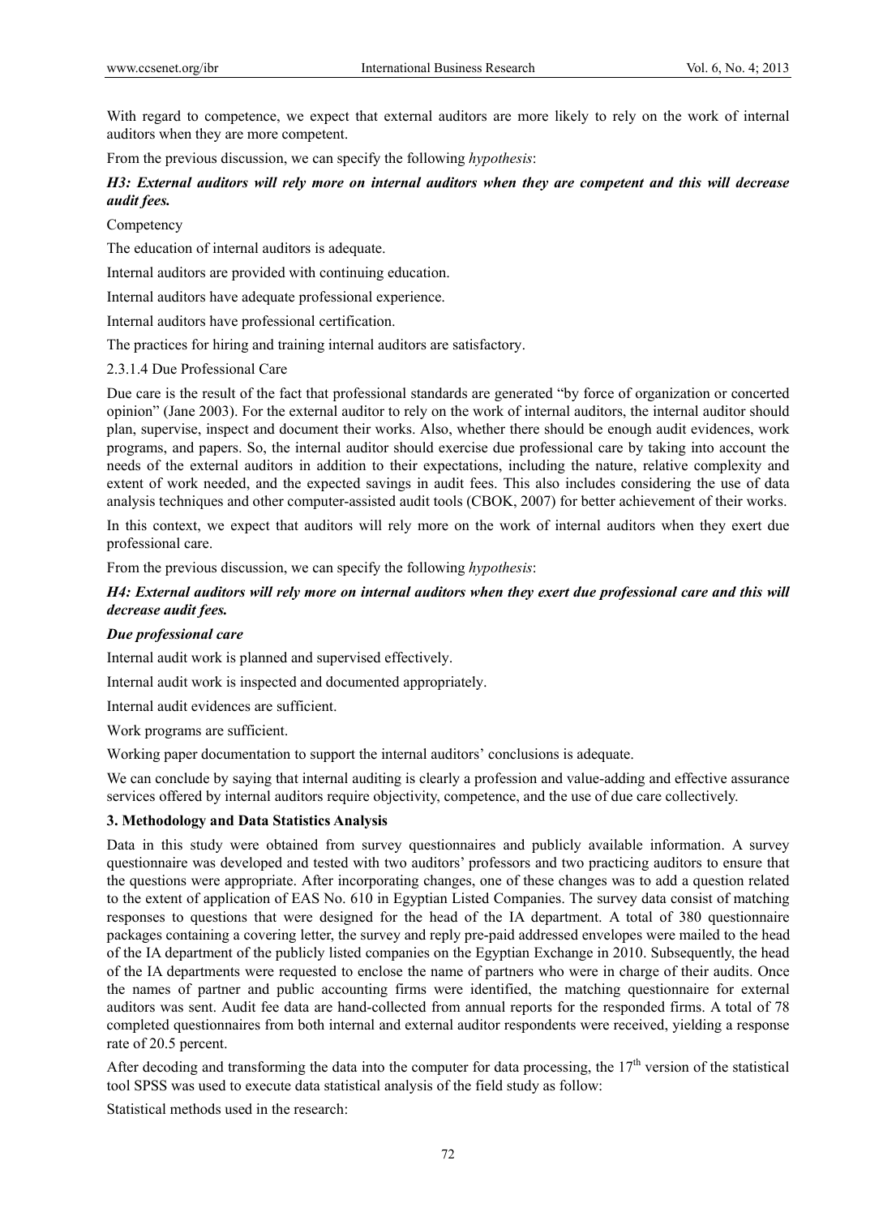With regard to competence, we expect that external auditors are more likely to rely on the work of internal auditors when they are more competent.

From the previous discussion, we can specify the following *hypothesis*:

***H3: External auditors will rely more on internal auditors when they are competent and this will decrease audit fees.***

Competency

The education of internal auditors is adequate.

Internal auditors are provided with continuing education.

Internal auditors have adequate professional experience.

Internal auditors have professional certification.

The practices for hiring and training internal auditors are satisfactory.

2.3.1.4 Due Professional Care

Due care is the result of the fact that professional standards are generated "by force of organization or concerted opinion" (Jane 2003). For the external auditor to rely on the work of internal auditors, the internal auditor should plan, supervise, inspect and document their works. Also, whether there should be enough audit evidences, work programs, and papers. So, the internal auditor should exercise due professional care by taking into account the needs of the external auditors in addition to their expectations, including the nature, relative complexity and extent of work needed, and the expected savings in audit fees. This also includes considering the use of data analysis techniques and other computer-assisted audit tools (CBOK, 2007) for better achievement of their works.

In this context, we expect that auditors will rely more on the work of internal auditors when they exert due professional care.

From the previous discussion, we can specify the following *hypothesis*:

***H4: External auditors will rely more on internal auditors when they exert due professional care and this will decrease audit fees.***

***Due professional care***

Internal audit work is planned and supervised effectively.

Internal audit work is inspected and documented appropriately.

Internal audit evidences are sufficient.

Work programs are sufficient.

Working paper documentation to support the internal auditors' conclusions is adequate.

We can conclude by saying that internal auditing is clearly a profession and value-adding and effective assurance services offered by internal auditors require objectivity, competence, and the use of due care collectively.

## 3. Methodology and Data Statistics Analysis

Data in this study were obtained from survey questionnaires and publicly available information. A survey questionnaire was developed and tested with two auditors' professors and two practicing auditors to ensure that the questions were appropriate. After incorporating changes, one of these changes was to add a question related to the extent of application of EAS No. 610 in Egyptian Listed Companies. The survey data consist of matching responses to questions that were designed for the head of the IA department. A total of 380 questionnaire packages containing a covering letter, the survey and reply pre-paid addressed envelopes were mailed to the head of the IA department of the publicly listed companies on the Egyptian Exchange in 2010. Subsequently, the head of the IA departments were requested to enclose the name of partners who were in charge of their audits. Once the names of partner and public accounting firms were identified, the matching questionnaire for external auditors was sent. Audit fee data are hand-collected from annual reports for the responded firms. A total of 78 completed questionnaires from both internal and external auditor respondents were received, yielding a response rate of 20.5 percent.

After decoding and transforming the data into the computer for data processing, the 17th version of the statistical tool SPSS was used to execute data statistical analysis of the field study as follow:

Statistical methods used in the research: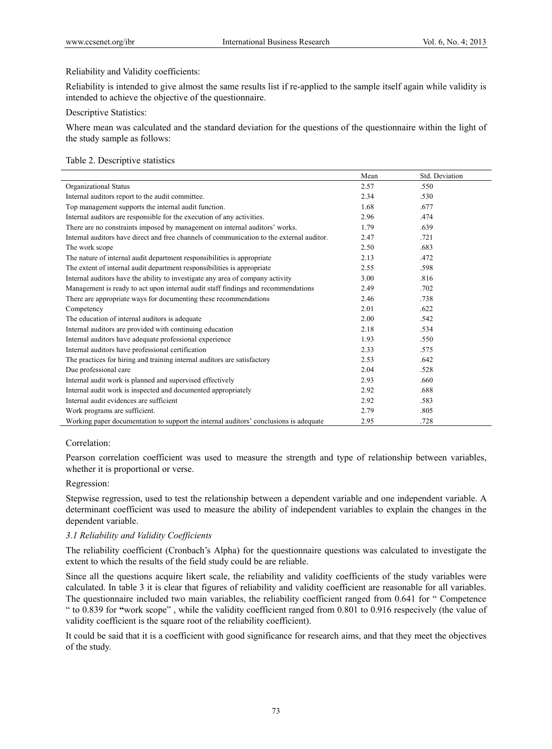Reliability and Validity coefficients:

Reliability is intended to give almost the same results list if re-applied to the sample itself again while validity is intended to achieve the objective of the questionnaire.

Descriptive Statistics:

Where mean was calculated and the standard deviation for the questions of the questionnaire within the light of the study sample as follows:

Table 2. Descriptive statistics

| | Mean | Std. Deviation |
|---|---|---|
| Organizational Status | 2.57 | .550 |
| Internal auditors report to the audit committee. | 2.34 | .530 |
| Top management supports the internal audit function. | 1.68 | .677 |
| Internal auditors are responsible for the execution of any activities. | 2.96 | .474 |
| There are no constraints imposed by management on internal auditors' works. | 1.79 | .639 |
| Internal auditors have direct and free channels of communication to the external auditor. | 2.47 | .721 |
| The work scope | 2.50 | .683 |
| The nature of internal audit department responsibilities is appropriate | 2.13 | .472 |
| The extent of internal audit department responsibilities is appropriate | 2.55 | .598 |
| Internal auditors have the ability to investigate any area of company activity | 3.00 | .816 |
| Management is ready to act upon internal audit staff findings and recommendations | 2.49 | .702 |
| There are appropriate ways for documenting these recommendations | 2.46 | .738 |
| Competency | 2.01 | .622 |
| The education of internal auditors is adequate | 2.00 | .542 |
| Internal auditors are provided with continuing education | 2.18 | .534 |
| Internal auditors have adequate professional experience | 1.93 | .550 |
| Internal auditors have professional certification | 2.33 | .575 |
| The practices for hiring and training internal auditors are satisfactory | 2.53 | .642 |
| Due professional care | 2.04 | .528 |
| Internal audit work is planned and supervised effectively | 2.93 | .660 |
| Internal audit work is inspected and documented appropriately | 2.92 | .688 |
| Internal audit evidences are sufficient | 2.92 | .583 |
| Work programs are sufficient. | 2.79 | .805 |
| Working paper documentation to support the internal auditors' conclusions is adequate | 2.95 | .728 |

Correlation:

Pearson correlation coefficient was used to measure the strength and type of relationship between variables, whether it is proportional or verse.

Regression:

Stepwise regression, used to test the relationship between a dependent variable and one independent variable. A determinant coefficient was used to measure the ability of independent variables to explain the changes in the dependent variable.

### *3.1 Reliability and Validity Coefficients*

The reliability coefficient (Cronbach's Alpha) for the questionnaire questions was calculated to investigate the extent to which the results of the field study could be are reliable.

Since all the questions acquire likert scale, the reliability and validity coefficients of the study variables were calculated. In table 3 it is clear that figures of reliability and validity coefficient are reasonable for all variables. The questionnaire included two main variables, the reliability coefficient ranged from 0.641 for " Competence " to 0.839 for **"**work scope" , while the validity coefficient ranged from 0.801 to 0.916 respecively (the value of validity coefficient is the square root of the reliability coefficient).

It could be said that it is a coefficient with good significance for research aims, and that they meet the objectives of the study.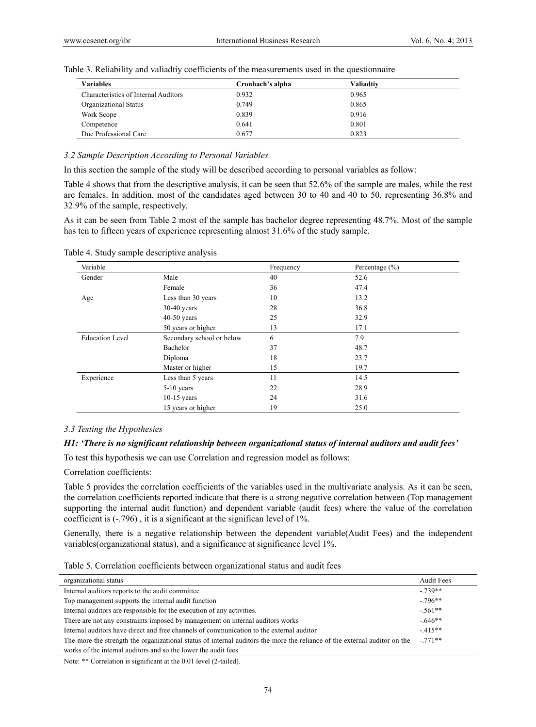Table 3. Reliability and valiadtiy coefficients of the measurements used in the questionnaire

| Variables | Cronbach's alpha | Valiadtiy |
|---|---|---|
| Characteristics of Internal Auditors | 0.932 | 0.965 |
| Organizational Status | 0.749 | 0.865 |
| Work Scope | 0.839 | 0.916 |
| Competence | 0.641 | 0.801 |
| Due Professional Care | 0.677 | 0.823 |

### *3.2 Sample Description According to Personal Variables*

In this section the sample of the study will be described according to personal variables as follow:

Table 4 shows that from the descriptive analysis, it can be seen that 52.6% of the sample are males, while the rest are females. In addition, most of the candidates aged between 30 to 40 and 40 to 50, representing 36.8% and 32.9% of the sample, respectively.

As it can be seen from Table 2 most of the sample has bachelor degree representing 48.7%. Most of the sample has ten to fifteen years of experience representing almost 31.6% of the study sample.

Table 4. Study sample descriptive analysis

| Variable | | Frequency | Percentage (%) |
|---|---|---|---|
| Gender | Male | 40 | 52.6 |
| | Female | 36 | 47.4 |
| Age | Less than 30 years | 10 | 13.2 |
| | 30-40 years | 28 | 36.8 |
| | 40-50 years | 25 | 32.9 |
| | 50 years or higher | 13 | 17.1 |
| Education Level | Secondary school or below | 6 | 7.9 |
| | Bachelor | 37 | 48.7 |
| | Diploma | 18 | 23.7 |
| | Master or higher | 15 | 19.7 |
| Experience | Less than 5 years | 11 | 14.5 |
| | 5-10 years | 22 | 28.9 |
| | 10-15 years | 24 | 31.6 |
| | 15 years or higher | 19 | 25.0 |

### *3.3 Testing the Hypothesies*

***H1: 'There is no significant relationship between organizational status of internal auditors and audit fees'***

To test this hypothesis we can use Correlation and regression model as follows:

Correlation coefficients:

Table 5 provides the correlation coefficients of the variables used in the multivariate analysis. As it can be seen, the correlation coefficients reported indicate that there is a strong negative correlation between (Top management supporting the internal audit function) and dependent variable (audit fees) where the value of the correlation coefficient is (-.796) , it is a significant at the significan level of 1%.

Generally, there is a negative relationship between the dependent variable(Audit Fees) and the independent variables(organizational status), and a significance at significance level 1%.

Table 5. Correlation coefficients between organizational status and audit fees

| organizational status | Audit Fees |
|---|---|
| Internal auditors reports to the audit committee | -.739** |
| Top management supports the internal audit function | -.796** |
| Internal auditors are responsible for the execution of any activities. | -.561** |
| There are not any constraints imposed by management on internal auditors works | -.646** |
| Internal auditors have direct and free channels of communication to the external auditor | -.415** |
| The more the strength the organizational status of internal auditors the more the reliance of the external auditor on the works of the internal auditors and so the lower the audit fees | -.771** |

Note: ** Correlation is significant at the 0.01 level (2-tailed).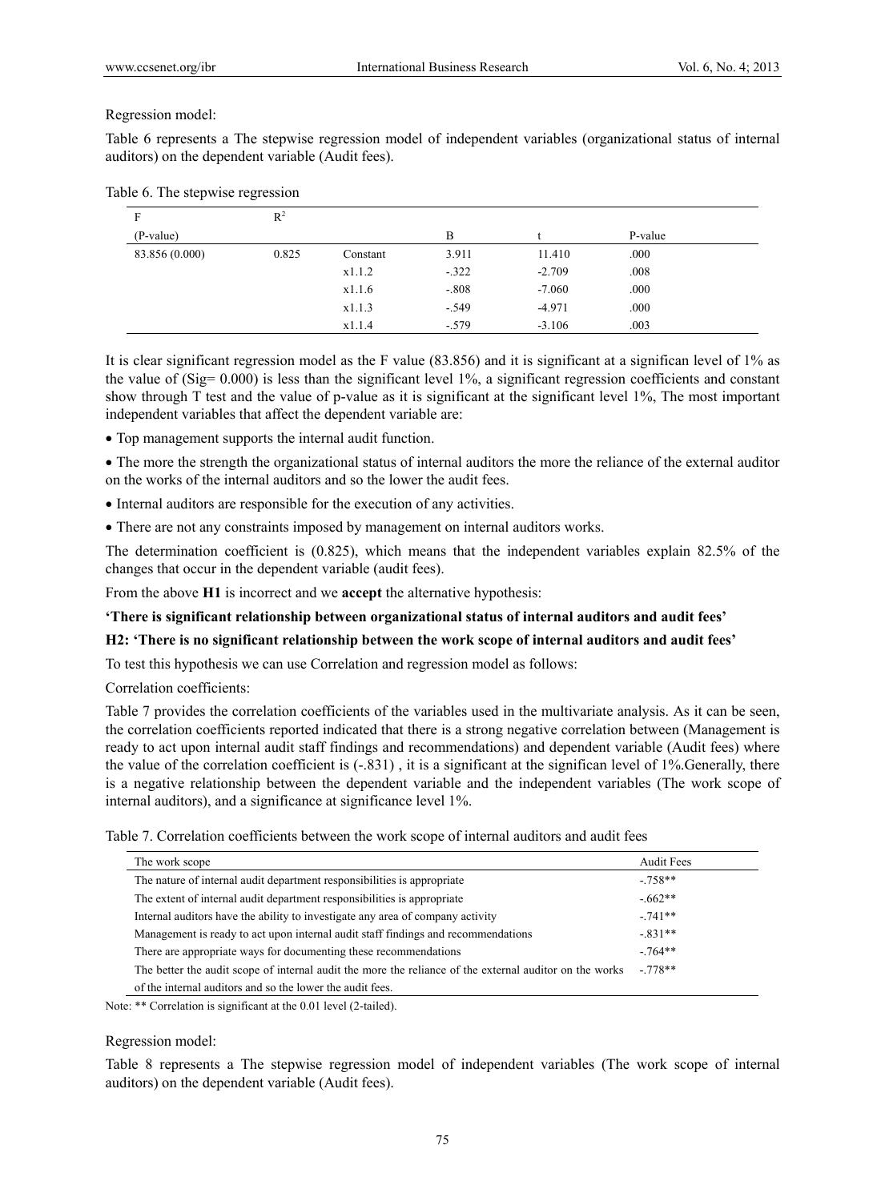Regression model:

Table 6 represents a The stepwise regression model of independent variables (organizational status of internal auditors) on the dependent variable (Audit fees).

Table 6. The stepwise regression

| F (P-value) | $R^2$ | | B | t | P-value |
|---|---|---|---|---|---|
| 83.856 (0.000) | 0.825 | Constant | 3.911 | 11.410 | .000 |
| | | x1.1.2 | -.322 | -2.709 | .008 |
| | | x1.1.6 | -.808 | -7.060 | .000 |
| | | x1.1.3 | -.549 | -4.971 | .000 |
| | | x1.1.4 | -.579 | -3.106 | .003 |

It is clear significant regression model as the F value (83.856) and it is significant at a significan level of 1% as the value of (Sig= 0.000) is less than the significant level 1%, a significant regression coefficients and constant show through T test and the value of p-value as it is significant at the significant level 1%, The most important independent variables that affect the dependent variable are:

- Top management supports the internal audit function.
- The more the strength the organizational status of internal auditors the more the reliance of the external auditor on the works of the internal auditors and so the lower the audit fees.
- Internal auditors are responsible for the execution of any activities.
- There are not any constraints imposed by management on internal auditors works.

The determination coefficient is (0.825), which means that the independent variables explain 82.5% of the changes that occur in the dependent variable (audit fees).

From the above **H1** is incorrect and we **accept** the alternative hypothesis:

**'There is significant relationship between organizational status of internal auditors and audit fees'**

**H2: 'There is no significant relationship between the work scope of internal auditors and audit fees'**

To test this hypothesis we can use Correlation and regression model as follows:

Correlation coefficients:

Table 7 provides the correlation coefficients of the variables used in the multivariate analysis. As it can be seen, the correlation coefficients reported indicated that there is a strong negative correlation between (Management is ready to act upon internal audit staff findings and recommendations) and dependent variable (Audit fees) where the value of the correlation coefficient is (-.831) , it is a significant at the significan level of 1%.Generally, there is a negative relationship between the dependent variable and the independent variables (The work scope of internal auditors), and a significance at significance level 1%.

Table 7. Correlation coefficients between the work scope of internal auditors and audit fees

| The work scope | Audit Fees |
|---|---|
| The nature of internal audit department responsibilities is appropriate | -.758** |
| The extent of internal audit department responsibilities is appropriate | -.662** |
| Internal auditors have the ability to investigate any area of company activity | -.741** |
| Management is ready to act upon internal audit staff findings and recommendations | -.831** |
| There are appropriate ways for documenting these recommendations | -.764** |
| The better the audit scope of internal audit the more the reliance of the external auditor on the works of the internal auditors and so the lower the audit fees. | -.778** |

Note: ** Correlation is significant at the 0.01 level (2-tailed).

Regression model:

Table 8 represents a The stepwise regression model of independent variables (The work scope of internal auditors) on the dependent variable (Audit fees).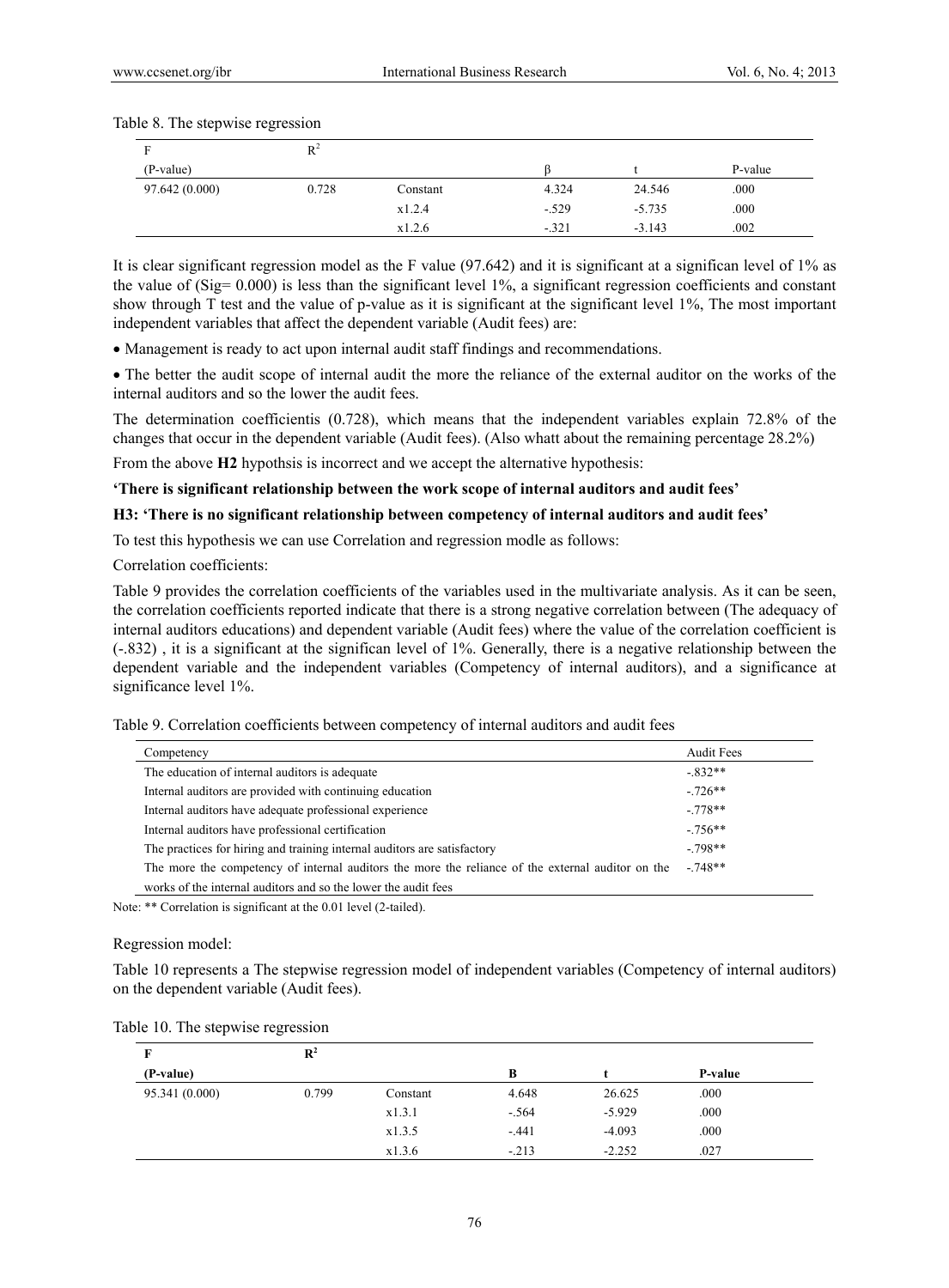Table 8. The stepwise regression

| F | $R^2$ | | | | |
|---|---|---|---|---|---|
| (P-value) | | | β | t | P-value |
| 97.642 (0.000) | 0.728 | Constant | 4.324 | 24.546 | .000 |
| | | x1.2.4 | -.529 | -5.735 | .000 |
| | | x1.2.6 | -.321 | -3.143 | .002 |

It is clear significant regression model as the F value (97.642) and it is significant at a significan level of 1% as the value of (Sig= 0.000) is less than the significant level 1%, a significant regression coefficients and constant show through T test and the value of p-value as it is significant at the significant level 1%, The most important independent variables that affect the dependent variable (Audit fees) are:

- Management is ready to act upon internal audit staff findings and recommendations.
- The better the audit scope of internal audit the more the reliance of the external auditor on the works of the internal auditors and so the lower the audit fees.

The determination coefficientis (0.728), which means that the independent variables explain 72.8% of the changes that occur in the dependent variable (Audit fees). (Also whatt about the remaining percentage 28.2%)

From the above **H2** hypothsis is incorrect and we accept the alternative hypothesis:

**'There is significant relationship between the work scope of internal auditors and audit fees'**

**H3: 'There is no significant relationship between competency of internal auditors and audit fees'**

To test this hypothesis we can use Correlation and regression modle as follows:

Correlation coefficients:

Table 9 provides the correlation coefficients of the variables used in the multivariate analysis. As it can be seen, the correlation coefficients reported indicate that there is a strong negative correlation between (The adequacy of internal auditors educations) and dependent variable (Audit fees) where the value of the correlation coefficient is (-.832) , it is a significant at the significan level of 1%. Generally, there is a negative relationship between the dependent variable and the independent variables (Competency of internal auditors), and a significance at significance level 1%.

Table 9. Correlation coefficients between competency of internal auditors and audit fees

| Competency | Audit Fees |
|---|---|
| The education of internal auditors is adequate | -.832** |
| Internal auditors are provided with continuing education | -.726** |
| Internal auditors have adequate professional experience | -.778** |
| Internal auditors have professional certification | -.756** |
| The practices for hiring and training internal auditors are satisfactory | -.798** |
| The more the competency of internal auditors the more the reliance of the external auditor on the works of the internal auditors and so the lower the audit fees | -.748** |

Note: ** Correlation is significant at the 0.01 level (2-tailed).

Regression model:

Table 10 represents a The stepwise regression model of independent variables (Competency of internal auditors) on the dependent variable (Audit fees).

Table 10. The stepwise regression

| **F** | $\mathbf{R^2}$ | | | | |
|---|---|---|---|---|---|
| **(P-value)** | | | **B** | **t** | **P-value** |
| 95.341 (0.000) | 0.799 | Constant | 4.648 | 26.625 | .000 |
| | | x1.3.1 | -.564 | -5.929 | .000 |
| | | x1.3.5 | -.441 | -4.093 | .000 |
| | | x1.3.6 | -.213 | -2.252 | .027 |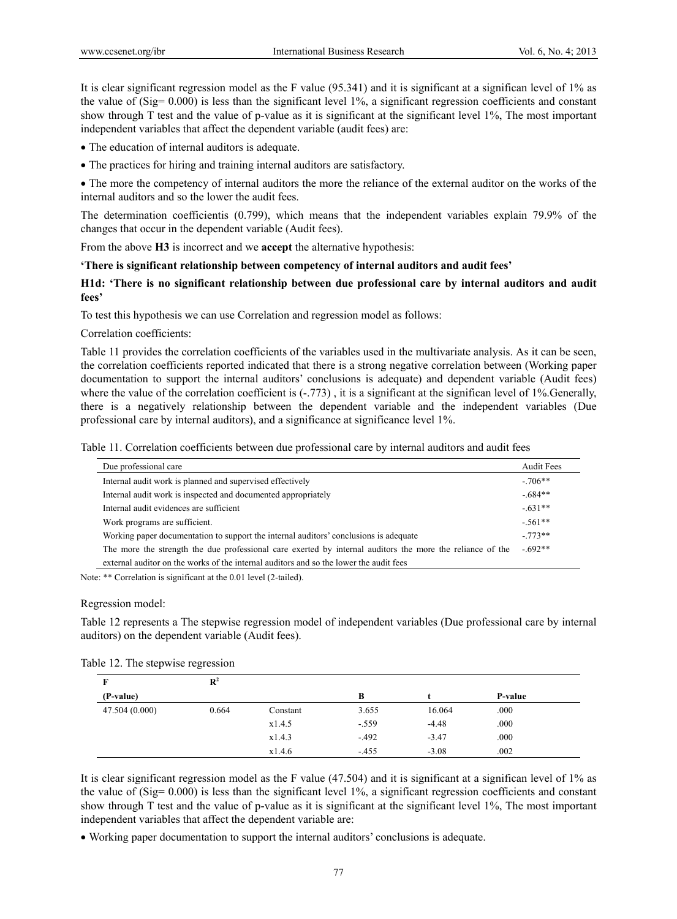It is clear significant regression model as the F value (95.341) and it is significant at a significan level of 1% as the value of (Sig= 0.000) is less than the significant level 1%, a significant regression coefficients and constant show through T test and the value of p-value as it is significant at the significant level 1%, The most important independent variables that affect the dependent variable (audit fees) are:

- The education of internal auditors is adequate.
- The practices for hiring and training internal auditors are satisfactory.
- The more the competency of internal auditors the more the reliance of the external auditor on the works of the internal auditors and so the lower the audit fees.

The determination coefficientis (0.799), which means that the independent variables explain 79.9% of the changes that occur in the dependent variable (Audit fees).

From the above **H3** is incorrect and we **accept** the alternative hypothesis:

**'There is significant relationship between competency of internal auditors and audit fees'**

**H1d: 'There is no significant relationship between due professional care by internal auditors and audit fees'**

To test this hypothesis we can use Correlation and regression model as follows:

Correlation coefficients:

Table 11 provides the correlation coefficients of the variables used in the multivariate analysis. As it can be seen, the correlation coefficients reported indicated that there is a strong negative correlation between (Working paper documentation to support the internal auditors' conclusions is adequate) and dependent variable (Audit fees) where the value of the correlation coefficient is (-.773) , it is a significant at the significan level of 1%.Generally, there is a negatively relationship between the dependent variable and the independent variables (Due professional care by internal auditors), and a significance at significance level 1%.

Table 11. Correlation coefficients between due professional care by internal auditors and audit fees

| Due professional care | Audit Fees |
|---|---|
| Internal audit work is planned and supervised effectively | -.706** |
| Internal audit work is inspected and documented appropriately | -.684** |
| Internal audit evidences are sufficient | -.631** |
| Work programs are sufficient. | -.561** |
| Working paper documentation to support the internal auditors' conclusions is adequate | -.773** |
| The more the strength the due professional care exerted by internal auditors the more the reliance of the external auditor on the works of the internal auditors and so the lower the audit fees | -.692** |

Note: ** Correlation is significant at the 0.01 level (2-tailed).

Regression model:

Table 12 represents a The stepwise regression model of independent variables (Due professional care by internal auditors) on the dependent variable (Audit fees).

Table 12. The stepwise regression

| F (P-value) | $R^2$ | | B | t | P-value |
|---|---|---|---|---|---|
| 47.504 (0.000) | 0.664 | Constant | 3.655 | 16.064 | .000 |
| | | x1.4.5 | -.559 | -4.48 | .000 |
| | | x1.4.3 | -.492 | -3.47 | .000 |
| | | x1.4.6 | -.455 | -3.08 | .002 |

It is clear significant regression model as the F value (47.504) and it is significant at a significan level of 1% as the value of (Sig= 0.000) is less than the significant level 1%, a significant regression coefficients and constant show through T test and the value of p-value as it is significant at the significant level 1%, The most important independent variables that affect the dependent variable are:

- Working paper documentation to support the internal auditors' conclusions is adequate.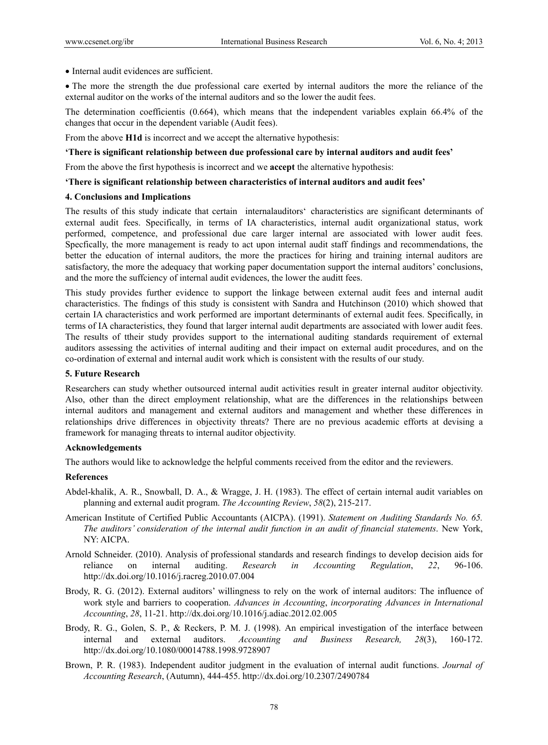- Internal audit evidences are sufficient.
- The more the strength the due professional care exerted by internal auditors the more the reliance of the external auditor on the works of the internal auditors and so the lower the audit fees.

The determination coefficientis (0.664), which means that the independent variables explain 66.4% of the changes that occur in the dependent variable (Audit fees).

From the above **H1d** is incorrect and we accept the alternative hypothesis:

**'There is significant relationship between due professional care by internal auditors and audit fees'**

From the above the first hypothesis is incorrect and we **accept** the alternative hypothesis:

**'There is significant relationship between characteristics of internal auditors and audit fees'**

### 4. Conclusions and Implications

The results of this study indicate that certain internalauditors' characteristics are significant determinants of external audit fees. Specifically, in terms of IA characteristics, internal audit organizational status, work performed, competence, and professional due care larger internal are associated with lower audit fees. Specfically, the more management is ready to act upon internal audit staff findings and recommendations, the better the education of internal auditors, the more the practices for hiring and training internal auditors are satisfactory, the more the adequacy that working paper documentation support the internal auditors' conclusions, and the more the suffciency of internal audit evidences, the lower the auditt fees.

This study provides further evidence to support the linkage between external audit fees and internal audit characteristics. The fndings of this study is consistent with Sandra and Hutchinson (2010) which showed that certain IA characteristics and work performed are important determinants of external audit fees. Specifically, in terms of IA characteristics, they found that larger internal audit departments are associated with lower audit fees. The results of ttheir study provides support to the international auditing standards requirement of external auditors assessing the activities of internal auditing and their impact on external audit procedures, and on the co-ordination of external and internal audit work which is consistent with the results of our study.

### 5. Future Research

Researchers can study whether outsourced internal audit activities result in greater internal auditor objectivity. Also, other than the direct employment relationship, what are the differences in the relationships between internal auditors and management and external auditors and management and whether these differences in relationships drive differences in objectivity threats? There are no previous academic efforts at devising a framework for managing threats to internal auditor objectivity.

### Acknowledgements

The authors would like to acknowledge the helpful comments received from the editor and the reviewers.

### References

Abdel-khalik, A. R., Snowball, D. A., & Wragge, J. H. (1983). The effect of certain internal audit variables on planning and external audit program. *The Accounting Review*, *58*(2), 215-217.

American Institute of Certified Public Accountants (AICPA). (1991). *Statement on Auditing Standards No. 65. The auditors' consideration of the internal audit function in an audit of financial statements*. New York, NY: AICPA.

Arnold Schneider. (2010). Analysis of professional standards and research findings to develop decision aids for reliance on internal auditing. *Research in Accounting Regulation*, *22*, 96-106. http://dx.doi.org/10.1016/j.racreg.2010.07.004

Brody, R. G. (2012). External auditors' willingness to rely on the work of internal auditors: The influence of work style and barriers to cooperation. *Advances in Accounting*, *incorporating Advances in International Accounting*, *28*, 11-21. http://dx.doi.org/10.1016/j.adiac.2012.02.005

Brody, R. G., Golen, S. P., & Reckers, P. M. J. (1998). An empirical investigation of the interface between internal and external auditors. *Accounting and Business Research, 28*(3), 160-172. http://dx.doi.org/10.1080/00014788.1998.9728907

Brown, P. R. (1983). Independent auditor judgment in the evaluation of internal audit functions. *Journal of Accounting Research*, (Autumn), 444-455. http://dx.doi.org/10.2307/2490784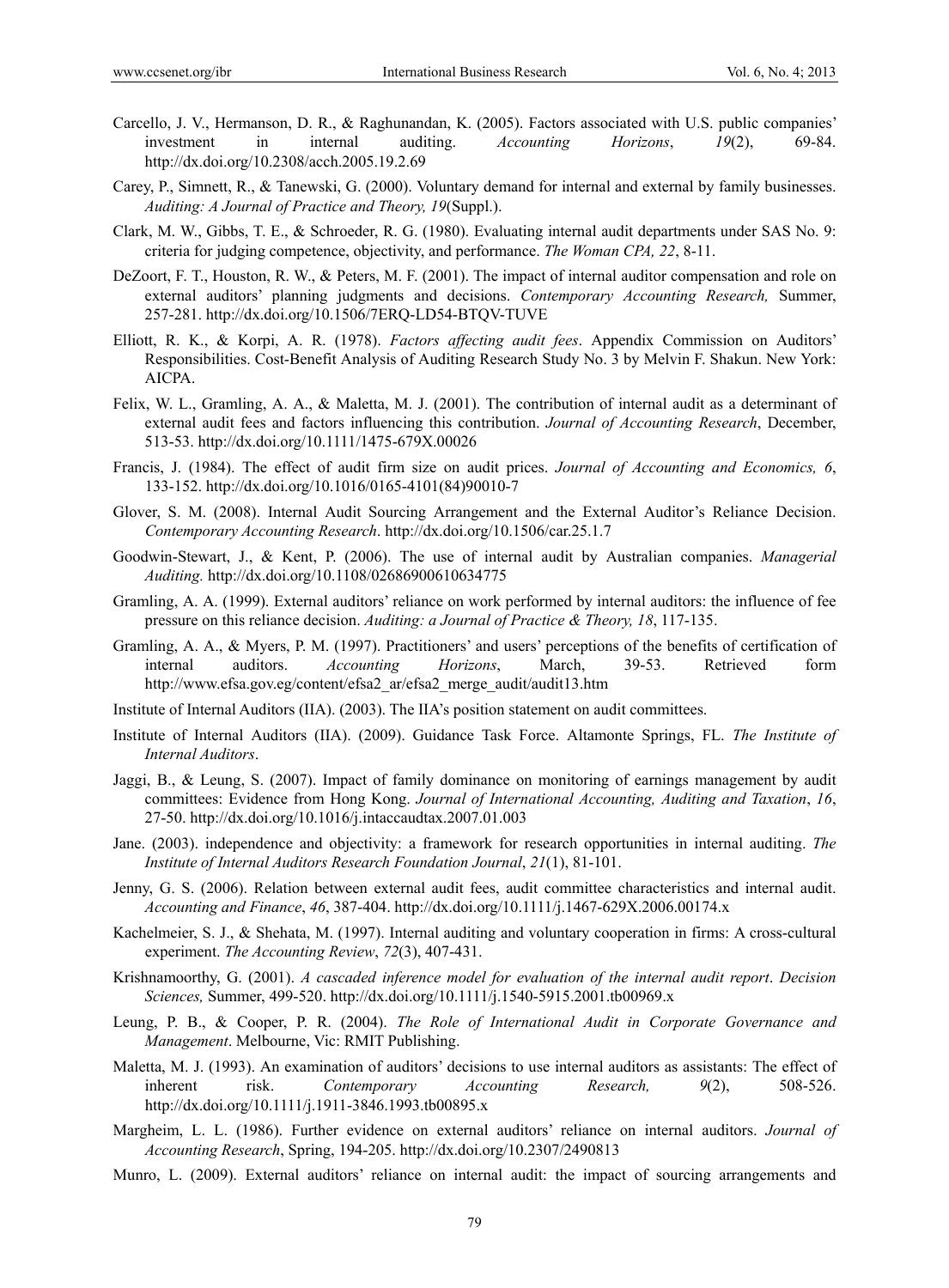Carcello, J. V., Hermanson, D. R., & Raghunandan, K. (2005). Factors associated with U.S. public companies' investment in internal auditing. *Accounting Horizons*, *19*(2), 69-84. http://dx.doi.org/10.2308/acch.2005.19.2.69

Carey, P., Simnett, R., & Tanewski, G. (2000). Voluntary demand for internal and external by family businesses. *Auditing: A Journal of Practice and Theory, 19*(Suppl.).

Clark, M. W., Gibbs, T. E., & Schroeder, R. G. (1980). Evaluating internal audit departments under SAS No. 9: criteria for judging competence, objectivity, and performance. *The Woman CPA, 22*, 8-11.

DeZoort, F. T., Houston, R. W., & Peters, M. F. (2001). The impact of internal auditor compensation and role on external auditors' planning judgments and decisions. *Contemporary Accounting Research,* Summer, 257-281. http://dx.doi.org/10.1506/7ERQ-LD54-BTQV-TUVE

Elliott, R. K., & Korpi, A. R. (1978). *Factors affecting audit fees*. Appendix Commission on Auditors' Responsibilities. Cost-Benefit Analysis of Auditing Research Study No. 3 by Melvin F. Shakun. New York: AICPA.

Felix, W. L., Gramling, A. A., & Maletta, M. J. (2001). The contribution of internal audit as a determinant of external audit fees and factors influencing this contribution. *Journal of Accounting Research*, December, 513-53. http://dx.doi.org/10.1111/1475-679X.00026

Francis, J. (1984). The effect of audit firm size on audit prices. *Journal of Accounting and Economics, 6*, 133-152. http://dx.doi.org/10.1016/0165-4101(84)90010-7

Glover, S. M. (2008). Internal Audit Sourcing Arrangement and the External Auditor's Reliance Decision. *Contemporary Accounting Research*. http://dx.doi.org/10.1506/car.25.1.7

Goodwin-Stewart, J., & Kent, P. (2006). The use of internal audit by Australian companies. *Managerial Auditing.* http://dx.doi.org/10.1108/02686900610634775

Gramling, A. A. (1999). External auditors' reliance on work performed by internal auditors: the influence of fee pressure on this reliance decision. *Auditing: a Journal of Practice & Theory, 18*, 117-135.

Gramling, A. A., & Myers, P. M. (1997). Practitioners' and users' perceptions of the benefits of certification of internal auditors. *Accounting Horizons*, March, 39-53. Retrieved form http://www.efsa.gov.eg/content/efsa2_ar/efsa2_merge_audit/audit13.htm

Institute of Internal Auditors (IIA). (2003). The IIA's position statement on audit committees.

Institute of Internal Auditors (IIA). (2009). Guidance Task Force. Altamonte Springs, FL. *The Institute of Internal Auditors*.

Jaggi, B., & Leung, S. (2007). Impact of family dominance on monitoring of earnings management by audit committees: Evidence from Hong Kong. *Journal of International Accounting, Auditing and Taxation*, *16*, 27-50. http://dx.doi.org/10.1016/j.intaccaudtax.2007.01.003

Jane. (2003). independence and objectivity: a framework for research opportunities in internal auditing. *The Institute of Internal Auditors Research Foundation Journal*, *21*(1), 81-101.

Jenny, G. S. (2006). Relation between external audit fees, audit committee characteristics and internal audit. *Accounting and Finance*, *46*, 387-404. http://dx.doi.org/10.1111/j.1467-629X.2006.00174.x

Kachelmeier, S. J., & Shehata, M. (1997). Internal auditing and voluntary cooperation in firms: A cross-cultural experiment. *The Accounting Review*, *72*(3), 407-431.

Krishnamoorthy, G. (2001). *A cascaded inference model for evaluation of the internal audit report*. *Decision Sciences,* Summer, 499-520. http://dx.doi.org/10.1111/j.1540-5915.2001.tb00969.x

Leung, P. B., & Cooper, P. R. (2004). *The Role of International Audit in Corporate Governance and Management*. Melbourne, Vic: RMIT Publishing.

Maletta, M. J. (1993). An examination of auditors' decisions to use internal auditors as assistants: The effect of inherent risk. *Contemporary Accounting Research, 9*(2), 508-526. http://dx.doi.org/10.1111/j.1911-3846.1993.tb00895.x

Margheim, L. L. (1986). Further evidence on external auditors' reliance on internal auditors. *Journal of Accounting Research*, Spring, 194-205. http://dx.doi.org/10.2307/2490813

Munro, L. (2009). External auditors' reliance on internal audit: the impact of sourcing arrangements and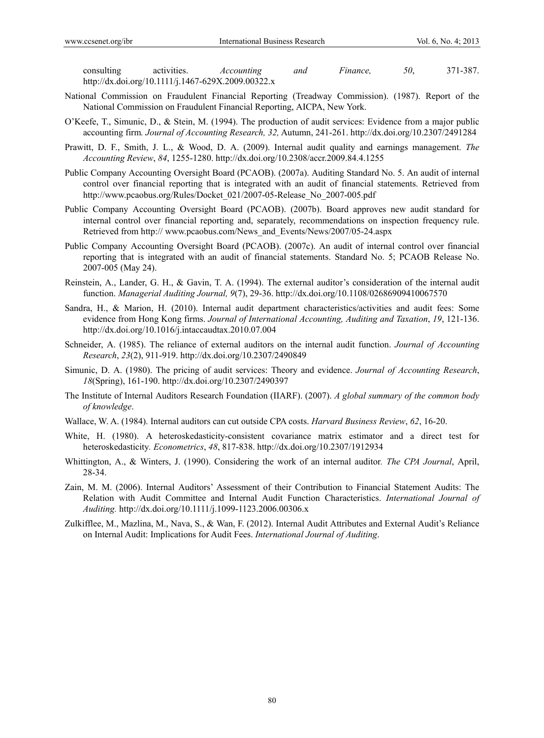consulting activities. *Accounting and Finance, 50*, 371-387. http://dx.doi.org/10.1111/j.1467-629X.2009.00322.x

National Commission on Fraudulent Financial Reporting (Treadway Commission). (1987). Report of the National Commission on Fraudulent Financial Reporting, AICPA, New York.

O'Keefe, T., Simunic, D., & Stein, M. (1994). The production of audit services: Evidence from a major public accounting firm. *Journal of Accounting Research, 32,* Autumn, 241-261. http://dx.doi.org/10.2307/2491284

Prawitt, D. F., Smith, J. L., & Wood, D. A. (2009). Internal audit quality and earnings management. *The Accounting Review*, *84*, 1255-1280. http://dx.doi.org/10.2308/accr.2009.84.4.1255

Public Company Accounting Oversight Board (PCAOB). (2007a). Auditing Standard No. 5. An audit of internal control over financial reporting that is integrated with an audit of financial statements. Retrieved from http://www.pcaobus.org/Rules/Docket_021/2007-05-Release_No_2007-005.pdf

Public Company Accounting Oversight Board (PCAOB). (2007b). Board approves new audit standard for internal control over financial reporting and, separately, recommendations on inspection frequency rule. Retrieved from http:// www.pcaobus.com/News_and_Events/News/2007/05-24.aspx

Public Company Accounting Oversight Board (PCAOB). (2007c). An audit of internal control over financial reporting that is integrated with an audit of financial statements. Standard No. 5; PCAOB Release No. 2007-005 (May 24).

Reinstein, A., Lander, G. H., & Gavin, T. A. (1994). The external auditor's consideration of the internal audit function. *Managerial Auditing Journal, 9*(7), 29-36. http://dx.doi.org/10.1108/02686909410067570

Sandra, H., & Marion, H. (2010). Internal audit department characteristics/activities and audit fees: Some evidence from Hong Kong firms. *Journal of International Accounting, Auditing and Taxation*, *19*, 121-136. http://dx.doi.org/10.1016/j.intaccaudtax.2010.07.004

Schneider, A. (1985). The reliance of external auditors on the internal audit function. *Journal of Accounting Research*, *23*(2), 911-919. http://dx.doi.org/10.2307/2490849

Simunic, D. A. (1980). The pricing of audit services: Theory and evidence. *Journal of Accounting Research*, *18*(Spring), 161-190. http://dx.doi.org/10.2307/2490397

The Institute of Internal Auditors Research Foundation (IIARF). (2007). *A global summary of the common body of knowledge*.

Wallace, W. A. (1984). Internal auditors can cut outside CPA costs. *Harvard Business Review*, *62*, 16-20.

White, H. (1980). A heteroskedasticity-consistent covariance matrix estimator and a direct test for heteroskedasticity. *Econometrics*, *48*, 817-838. http://dx.doi.org/10.2307/1912934

Whittington, A., & Winters, J. (1990). Considering the work of an internal auditor. *The CPA Journal*, April, 28-34.

Zain, M. M. (2006). Internal Auditors' Assessment of their Contribution to Financial Statement Audits: The Relation with Audit Committee and Internal Audit Function Characteristics. *International Journal of Auditing.* http://dx.doi.org/10.1111/j.1099-1123.2006.00306.x

Zulkifflee, M., Mazlina, M., Nava, S., & Wan, F. (2012). Internal Audit Attributes and External Audit's Reliance on Internal Audit: Implications for Audit Fees. *International Journal of Auditing*.